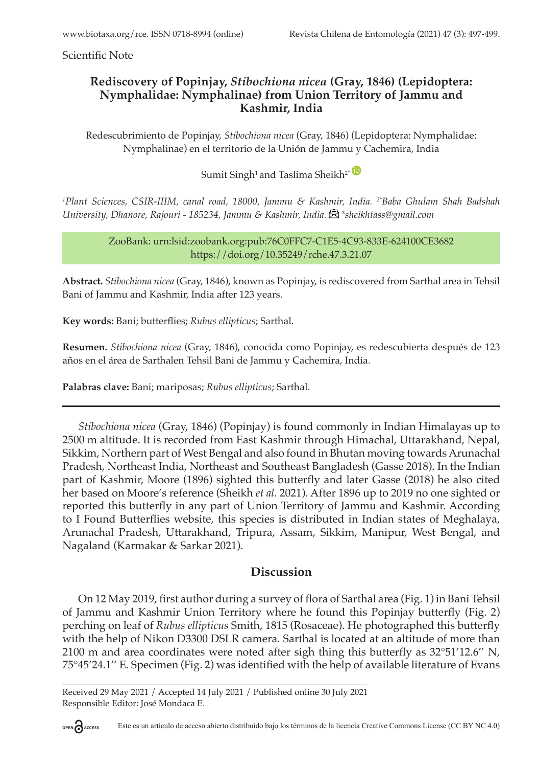Scientific Note

# Rediscovery of Popinjay, *Stibochiona nicea* (Gray, 1846) (Lepidoptera: Nymphalidae: Nymphalinae) from Union Territory of Jammu and Kashmir, India

Redescubrimiento de Popinjay, *Stibochiona nicea* (Gray, 1846) (Lepidoptera: Nymphalidae: Nymphalinae) en el territorio de la Unión de Jammu y Cachemira, India

Sumit Singh[1] and Taslima Sheikh[2*]

*[1]Plant Sciences, CSIR-IIIM, canal road, 18000, Jammu & Kashmir, India. [2*]Baba Ghulam Shah Badshah University, Dhanore, Rajouri - 185234, Jammu & Kashmir, India. \*sheikhtass@gmail.com*

ZooBank: urn:lsid:zoobank.org:pub:76C0FFC7-C1E5-4C93-833E-624100CE3682
https://doi.org/10.35249/rche.47.3.21.07

**Abstract.** *Stibochiona nicea* (Gray, 1846), known as Popinjay, is rediscovered from Sarthal area in Tehsil Bani of Jammu and Kashmir, India after 123 years.

**Key words:** Bani; butterflies; *Rubus ellipticus*; Sarthal.

**Resumen.** *Stibochiona nicea* (Gray, 1846), conocida como Popinjay, es redescubierta después de 123 años en el área de Sarthalen Tehsil Bani de Jammu y Cachemira, India.

**Palabras clave:** Bani; mariposas; *Rubus ellipticus*; Sarthal.

---

*Stibochiona nicea* (Gray, 1846) (Popinjay) is found commonly in Indian Himalayas up to 2500 m altitude. It is recorded from East Kashmir through Himachal, Uttarakhand, Nepal, Sikkim, Northern part of West Bengal and also found in Bhutan moving towards Arunachal Pradesh, Northeast India, Northeast and Southeast Bangladesh (Gasse 2018). In the Indian part of Kashmir, Moore (1896) sighted this butterfly and later Gasse (2018) he also cited her based on Moore's reference (Sheikh *et al.* 2021). After 1896 up to 2019 no one sighted or reported this butterfly in any part of Union Territory of Jammu and Kashmir. According to I Found Butterflies website, this species is distributed in Indian states of Meghalaya, Arunachal Pradesh, Uttarakhand, Tripura, Assam, Sikkim, Manipur, West Bengal, and Nagaland (Karmakar & Sarkar 2021).

## Discussion

On 12 May 2019, first author during a survey of flora of Sarthal area (Fig. 1) in Bani Tehsil of Jammu and Kashmir Union Territory where he found this Popinjay butterfly (Fig. 2) perching on leaf of *Rubus ellipticus* Smith, 1815 (Rosaceae). He photographed this butterfly with the help of Nikon D3300 DSLR camera. Sarthal is located at an altitude of more than 2100 m and area coordinates were noted after sigh thing this butterfly as 32°51'12.6'' N, 75°45'24.1'' E. Specimen (Fig. 2) was identified with the help of available literature of Evans

---

Received 29 May 2021 / Accepted 14 July 2021 / Published online 30 July 2021
Responsible Editor: José Mondaca E.

Este es un artículo de acceso abierto distribuido bajo los términos de la licencia Creative Commons License (CC BY NC 4.0)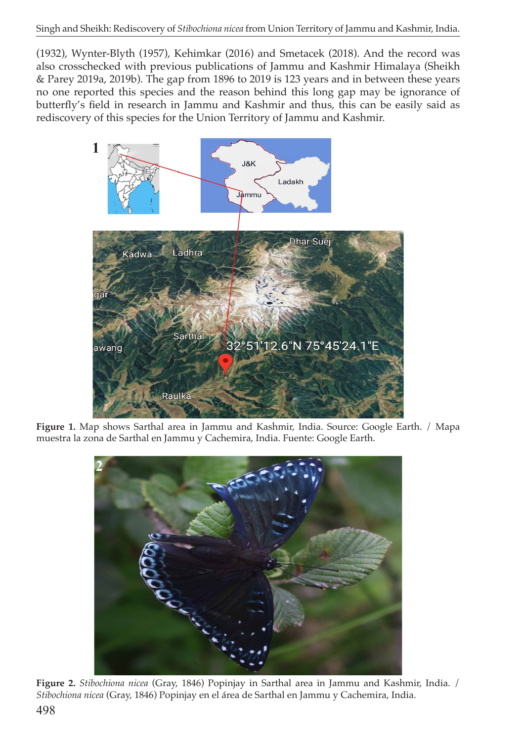(1932), Wynter-Blyth (1957), Kehimkar (2016) and Smetacek (2018). And the record was also crosschecked with previous publications of Jammu and Kashmir Himalaya (Sheikh & Parey 2019a, 2019b). The gap from 1896 to 2019 is 123 years and in between these years no one reported this species and the reason behind this long gap may be ignorance of butterfly's field in research in Jammu and Kashmir and thus, this can be easily said as rediscovery of this species for the Union Territory of Jammu and Kashmir.

**Figure 1.** Map shows Sarthal area in Jammu and Kashmir, India. Source: Google Earth. / Mapa muestra la zona de Sarthal en Jammu y Cachemira, India. Fuente: Google Earth.

**Figure 2.** *Stibochiona nicea* (Gray, 1846) Popinjay in Sarthal area in Jammu and Kashmir, India. / *Stibochiona nicea* (Gray, 1846) Popinjay en el área de Sarthal en Jammu y Cachemira, India.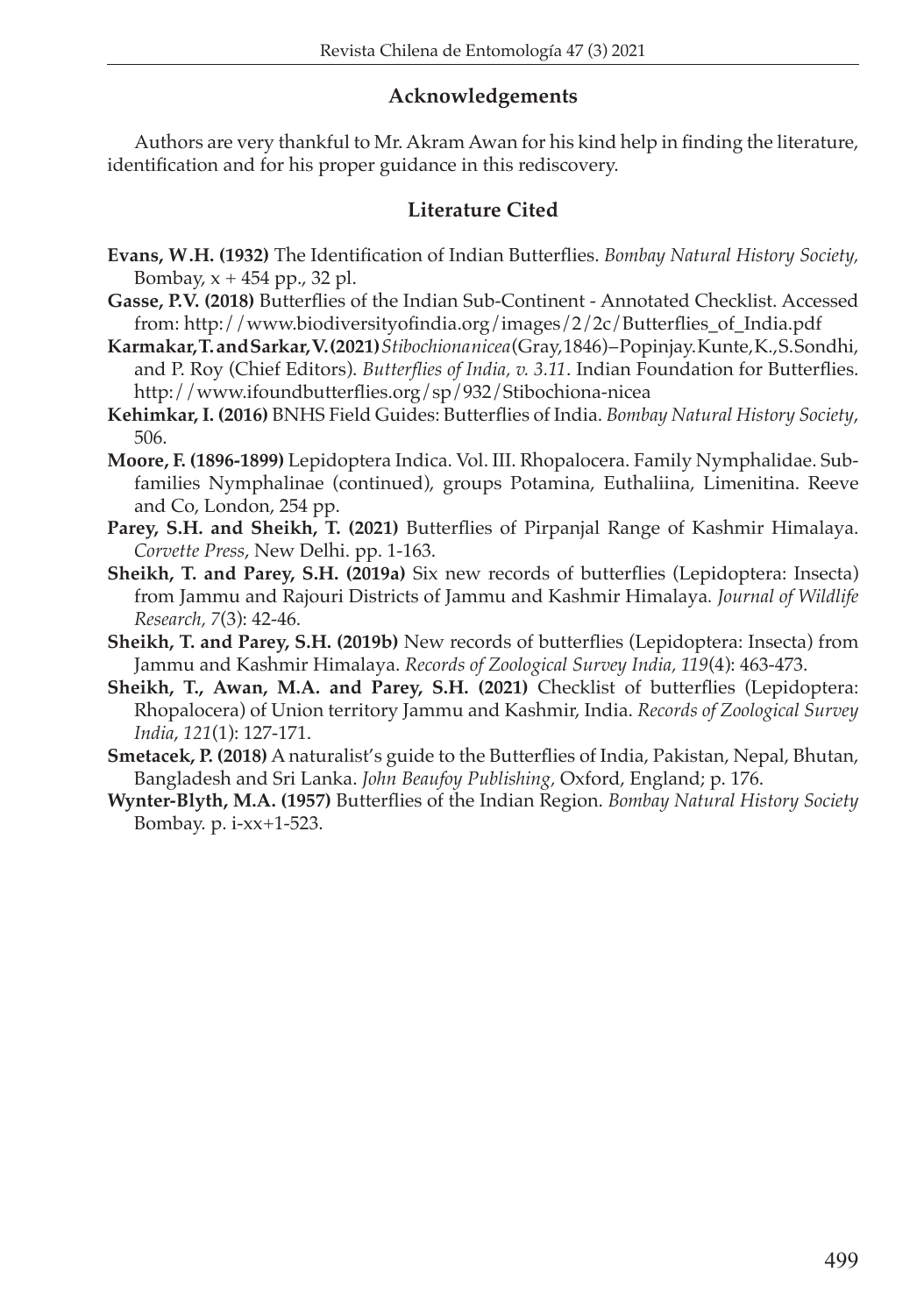## Acknowledgements

Authors are very thankful to Mr. Akram Awan for his kind help in finding the literature, identification and for his proper guidance in this rediscovery.

## Literature Cited

**Evans, W.H. (1932)** The Identification of Indian Butterflies. *Bombay Natural History Society,* Bombay, x + 454 pp., 32 pl.

**Gasse, P.V. (2018)** Butterflies of the Indian Sub-Continent - Annotated Checklist. Accessed from: http://www.biodiversityofindia.org/images/2/2c/Butterflies_of_India.pdf

**Karmakar, T. and Sarkar, V. (2021)** *Stibochiona nicea* (Gray, 1846) – Popinjay. Kunte, K., S. Sondhi, and P. Roy (Chief Editors). *Butterflies of India, v. 3.11*. Indian Foundation for Butterflies. http://www.ifoundbutterflies.org/sp/932/Stibochiona-nicea

**Kehimkar, I. (2016)** BNHS Field Guides: Butterflies of India. *Bombay Natural History Society*, 506.

**Moore, F. (1896-1899)** Lepidoptera Indica. Vol. III. Rhopalocera. Family Nymphalidae. Subfamilies Nymphalinae (continued), groups Potamina, Euthaliina, Limenitina. Reeve and Co, London, 254 pp.

**Parey, S.H. and Sheikh, T. (2021)** Butterflies of Pirpanjal Range of Kashmir Himalaya. *Corvette Press*, New Delhi. pp. 1-163.

**Sheikh, T. and Parey, S.H. (2019a)** Six new records of butterflies (Lepidoptera: Insecta) from Jammu and Rajouri Districts of Jammu and Kashmir Himalaya. *Journal of Wildlife Research, 7*(3): 42-46.

**Sheikh, T. and Parey, S.H. (2019b)** New records of butterflies (Lepidoptera: Insecta) from Jammu and Kashmir Himalaya. *Records of Zoological Survey India, 119*(4): 463-473.

**Sheikh, T., Awan, M.A. and Parey, S.H. (2021)** Checklist of butterflies (Lepidoptera: Rhopalocera) of Union territory Jammu and Kashmir, India. *Records of Zoological Survey India*, *121*(1): 127-171.

**Smetacek, P. (2018)** A naturalist's guide to the Butterflies of India, Pakistan, Nepal, Bhutan, Bangladesh and Sri Lanka. *John Beaufoy Publishing,* Oxford, England; p. 176.

**Wynter-Blyth, M.A. (1957)** Butterflies of the Indian Region. *Bombay Natural History Society* Bombay. p. i-xx+1-523.